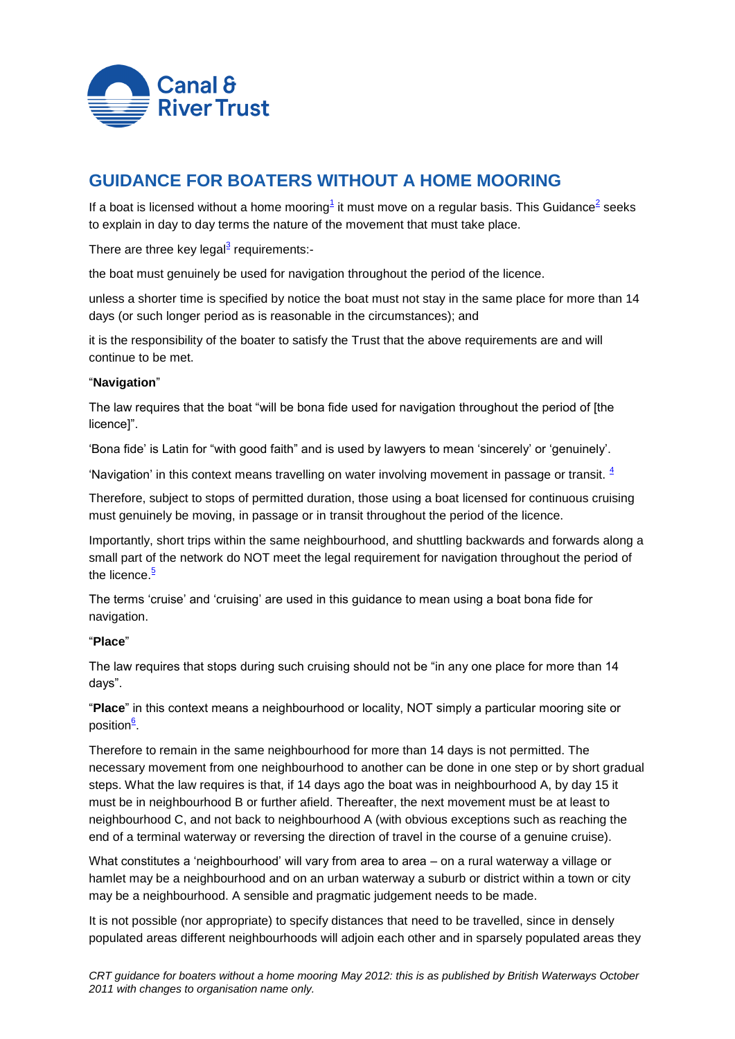# GUIDANCE FOR BOATERS WITHOUT A HOME MOORING

If a boat is licensed without a home mooring[1] it must move on a regular basis. This Guidance[2] seeks to explain in day to day terms the nature of the movement that must take place.

There are three key legal[3] requirements:-

the boat must genuinely be used for navigation throughout the period of the licence.

unless a shorter time is specified by notice the boat must not stay in the same place for more than 14 days (or such longer period as is reasonable in the circumstances); and

it is the responsibility of the boater to satisfy the Trust that the above requirements are and will continue to be met.

"**Navigation**"

The law requires that the boat "will be bona fide used for navigation throughout the period of [the licence]".

'Bona fide' is Latin for "with good faith" and is used by lawyers to mean 'sincerely' or 'genuinely'.

'Navigation' in this context means travelling on water involving movement in passage or transit. [4]

Therefore, subject to stops of permitted duration, those using a boat licensed for continuous cruising must genuinely be moving, in passage or in transit throughout the period of the licence.

Importantly, short trips within the same neighbourhood, and shuttling backwards and forwards along a small part of the network do NOT meet the legal requirement for navigation throughout the period of the licence.[5]

The terms 'cruise' and 'cruising' are used in this guidance to mean using a boat bona fide for navigation.

"**Place**"

The law requires that stops during such cruising should not be "in any one place for more than 14 days".

"**Place**" in this context means a neighbourhood or locality, NOT simply a particular mooring site or position[6].

Therefore to remain in the same neighbourhood for more than 14 days is not permitted. The necessary movement from one neighbourhood to another can be done in one step or by short gradual steps. What the law requires is that, if 14 days ago the boat was in neighbourhood A, by day 15 it must be in neighbourhood B or further afield. Thereafter, the next movement must be at least to neighbourhood C, and not back to neighbourhood A (with obvious exceptions such as reaching the end of a terminal waterway or reversing the direction of travel in the course of a genuine cruise).

What constitutes a 'neighbourhood' will vary from area to area – on a rural waterway a village or hamlet may be a neighbourhood and on an urban waterway a suburb or district within a town or city may be a neighbourhood. A sensible and pragmatic judgement needs to be made.

It is not possible (nor appropriate) to specify distances that need to be travelled, since in densely populated areas different neighbourhoods will adjoin each other and in sparsely populated areas they

*CRT guidance for boaters without a home mooring May 2012: this is as published by British Waterways October 2011 with changes to organisation name only.*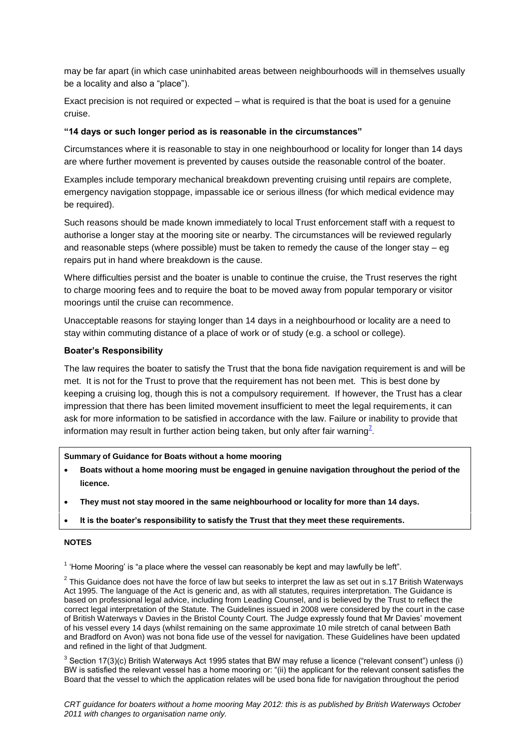may be far apart (in which case uninhabited areas between neighbourhoods will in themselves usually be a locality and also a "place").

Exact precision is not required or expected – what is required is that the boat is used for a genuine cruise.

### "14 days or such longer period as is reasonable in the circumstances"

Circumstances where it is reasonable to stay in one neighbourhood or locality for longer than 14 days are where further movement is prevented by causes outside the reasonable control of the boater.

Examples include temporary mechanical breakdown preventing cruising until repairs are complete, emergency navigation stoppage, impassable ice or serious illness (for which medical evidence may be required).

Such reasons should be made known immediately to local Trust enforcement staff with a request to authorise a longer stay at the mooring site or nearby. The circumstances will be reviewed regularly and reasonable steps (where possible) must be taken to remedy the cause of the longer stay – eg repairs put in hand where breakdown is the cause.

Where difficulties persist and the boater is unable to continue the cruise, the Trust reserves the right to charge mooring fees and to require the boat to be moved away from popular temporary or visitor moorings until the cruise can recommence.

Unacceptable reasons for staying longer than 14 days in a neighbourhood or locality are a need to stay within commuting distance of a place of work or of study (e.g. a school or college).

### Boater's Responsibility

The law requires the boater to satisfy the Trust that the bona fide navigation requirement is and will be met. It is not for the Trust to prove that the requirement has not been met. This is best done by keeping a cruising log, though this is not a compulsory requirement. If however, the Trust has a clear impression that there has been limited movement insufficient to meet the legal requirements, it can ask for more information to be satisfied in accordance with the law. Failure or inability to provide that information may result in further action being taken, but only after fair warning[7].

**Summary of Guidance for Boats without a home mooring**

- **Boats without a home mooring must be engaged in genuine navigation throughout the period of the licence.**
- **They must not stay moored in the same neighbourhood or locality for more than 14 days.**
- **It is the boater's responsibility to satisfy the Trust that they meet these requirements.**

**NOTES**

[1] 'Home Mooring' is "a place where the vessel can reasonably be kept and may lawfully be left".

[2] This Guidance does not have the force of law but seeks to interpret the law as set out in s.17 British Waterways Act 1995. The language of the Act is generic and, as with all statutes, requires interpretation. The Guidance is based on professional legal advice, including from Leading Counsel, and is believed by the Trust to reflect the correct legal interpretation of the Statute. The Guidelines issued in 2008 were considered by the court in the case of British Waterways v Davies in the Bristol County Court. The Judge expressly found that Mr Davies' movement of his vessel every 14 days (whilst remaining on the same approximate 10 mile stretch of canal between Bath and Bradford on Avon) was not bona fide use of the vessel for navigation. These Guidelines have been updated and refined in the light of that Judgment.

[3] Section 17(3)(c) British Waterways Act 1995 states that BW may refuse a licence ("relevant consent") unless (i) BW is satisfied the relevant vessel has a home mooring or: "(ii) the applicant for the relevant consent satisfies the Board that the vessel to which the application relates will be used bona fide for navigation throughout the period

*CRT guidance for boaters without a home mooring May 2012: this is as published by British Waterways October 2011 with changes to organisation name only.*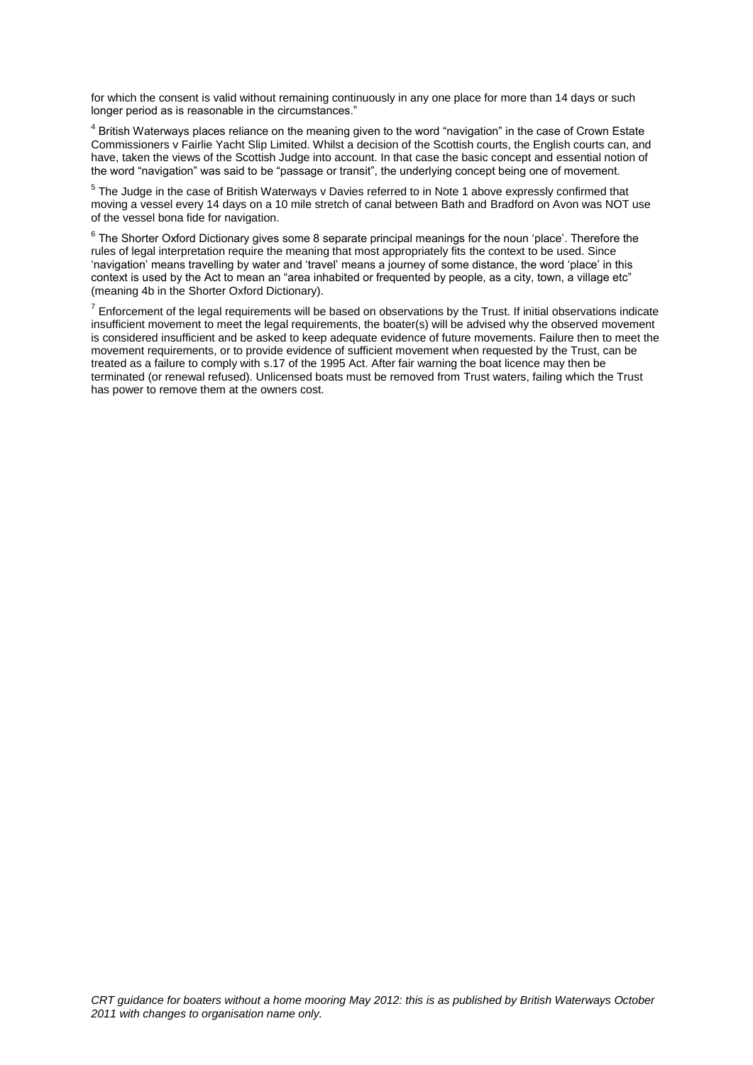for which the consent is valid without remaining continuously in any one place for more than 14 days or such longer period as is reasonable in the circumstances."

[4] British Waterways places reliance on the meaning given to the word "navigation" in the case of Crown Estate Commissioners v Fairlie Yacht Slip Limited. Whilst a decision of the Scottish courts, the English courts can, and have, taken the views of the Scottish Judge into account. In that case the basic concept and essential notion of the word "navigation" was said to be "passage or transit", the underlying concept being one of movement.

[5] The Judge in the case of British Waterways v Davies referred to in Note 1 above expressly confirmed that moving a vessel every 14 days on a 10 mile stretch of canal between Bath and Bradford on Avon was NOT use of the vessel bona fide for navigation.

[6] The Shorter Oxford Dictionary gives some 8 separate principal meanings for the noun 'place'. Therefore the rules of legal interpretation require the meaning that most appropriately fits the context to be used. Since 'navigation' means travelling by water and 'travel' means a journey of some distance, the word 'place' in this context is used by the Act to mean an "area inhabited or frequented by people, as a city, town, a village etc" (meaning 4b in the Shorter Oxford Dictionary).

[7] Enforcement of the legal requirements will be based on observations by the Trust. If initial observations indicate insufficient movement to meet the legal requirements, the boater(s) will be advised why the observed movement is considered insufficient and be asked to keep adequate evidence of future movements. Failure then to meet the movement requirements, or to provide evidence of sufficient movement when requested by the Trust, can be treated as a failure to comply with s.17 of the 1995 Act. After fair warning the boat licence may then be terminated (or renewal refused). Unlicensed boats must be removed from Trust waters, failing which the Trust has power to remove them at the owners cost.

*CRT guidance for boaters without a home mooring May 2012: this is as published by British Waterways October 2011 with changes to organisation name only.*